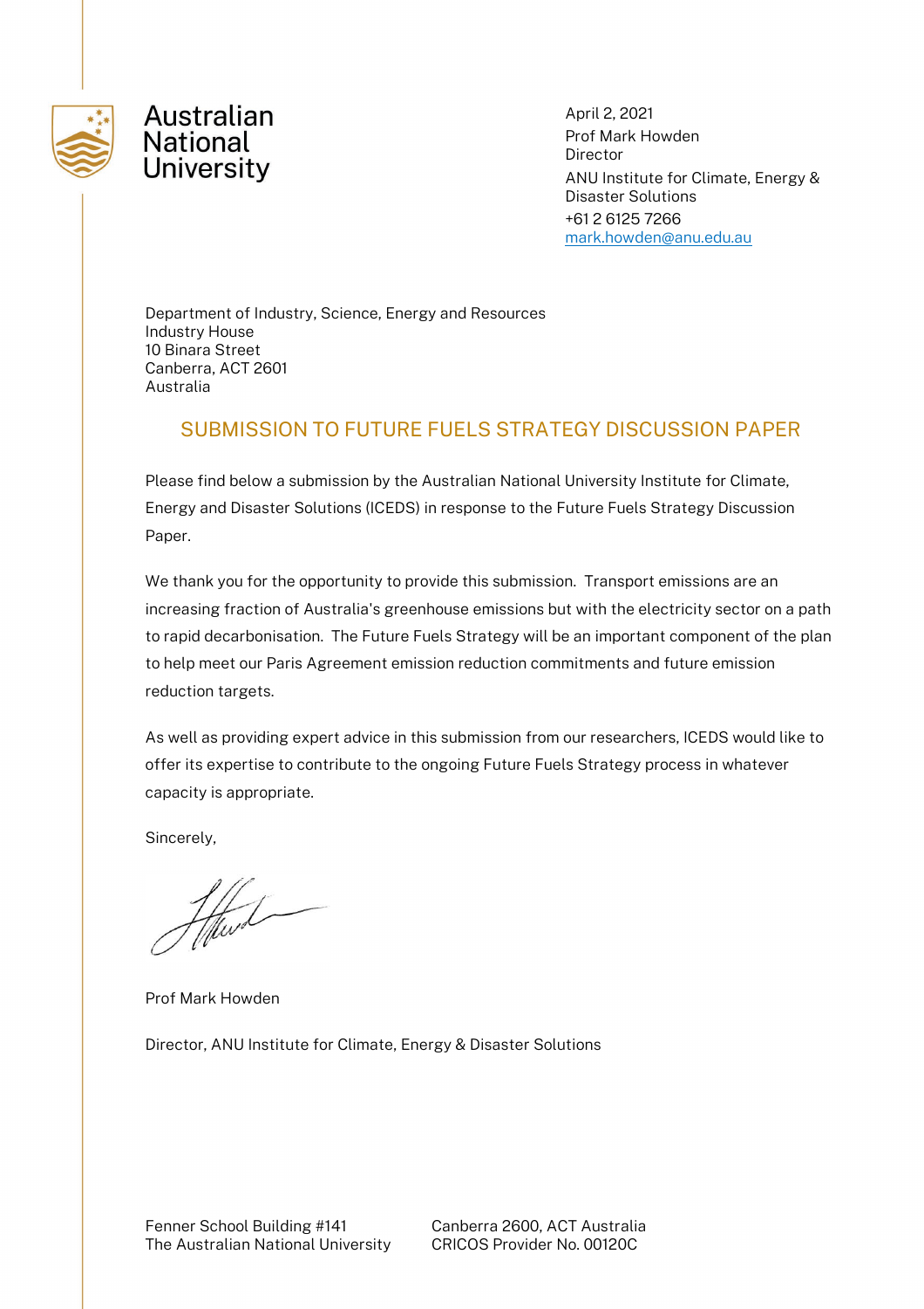Australian National University

April 2, 2021
Prof Mark Howden
Director
ANU Institute for Climate, Energy & Disaster Solutions
+61 2 6125 7266
mark.howden@anu.edu.au

Department of Industry, Science, Energy and Resources
Industry House
10 Binara Street
Canberra, ACT 2601
Australia

## SUBMISSION TO FUTURE FUELS STRATEGY DISCUSSION PAPER

Please find below a submission by the Australian National University Institute for Climate, Energy and Disaster Solutions (ICEDS) in response to the Future Fuels Strategy Discussion Paper.

We thank you for the opportunity to provide this submission. Transport emissions are an increasing fraction of Australia's greenhouse emissions but with the electricity sector on a path to rapid decarbonisation. The Future Fuels Strategy will be an important component of the plan to help meet our Paris Agreement emission reduction commitments and future emission reduction targets.

As well as providing expert advice in this submission from our researchers, ICEDS would like to offer its expertise to contribute to the ongoing Future Fuels Strategy process in whatever capacity is appropriate.

Sincerely,

Prof Mark Howden

Director, ANU Institute for Climate, Energy & Disaster Solutions

Fenner School Building #141
The Australian National University
Canberra 2600, ACT Australia
CRICOS Provider No. 00120C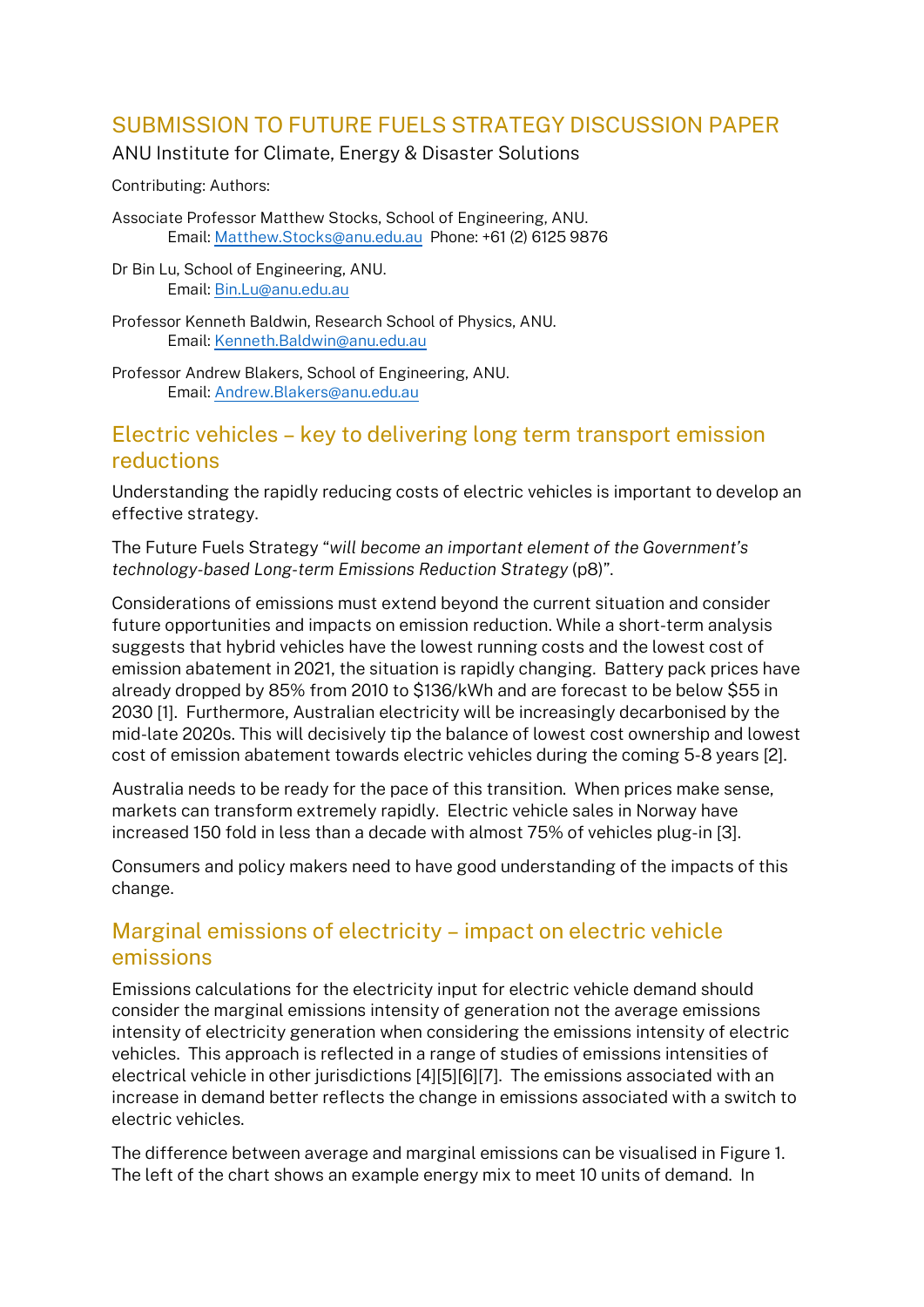# SUBMISSION TO FUTURE FUELS STRATEGY DISCUSSION PAPER

ANU Institute for Climate, Energy & Disaster Solutions

Contributing: Authors:

Associate Professor Matthew Stocks, School of Engineering, ANU.
Email: Matthew.Stocks@anu.edu.au Phone: +61 (2) 6125 9876

Dr Bin Lu, School of Engineering, ANU.
Email: Bin.Lu@anu.edu.au

Professor Kenneth Baldwin, Research School of Physics, ANU.
Email: Kenneth.Baldwin@anu.edu.au

Professor Andrew Blakers, School of Engineering, ANU.
Email: Andrew.Blakers@anu.edu.au

## Electric vehicles – key to delivering long term transport emission reductions

Understanding the rapidly reducing costs of electric vehicles is important to develop an effective strategy.

The Future Fuels Strategy "*will become an important element of the Government's technology-based Long-term Emissions Reduction Strategy* (p8)".

Considerations of emissions must extend beyond the current situation and consider future opportunities and impacts on emission reduction. While a short-term analysis suggests that hybrid vehicles have the lowest running costs and the lowest cost of emission abatement in 2021, the situation is rapidly changing. Battery pack prices have already dropped by 85% from 2010 to $136/kWh and are forecast to be below $55 in 2030 [1]. Furthermore, Australian electricity will be increasingly decarbonised by the mid-late 2020s. This will decisively tip the balance of lowest cost ownership and lowest cost of emission abatement towards electric vehicles during the coming 5-8 years [2].

Australia needs to be ready for the pace of this transition. When prices make sense, markets can transform extremely rapidly. Electric vehicle sales in Norway have increased 150 fold in less than a decade with almost 75% of vehicles plug-in [3].

Consumers and policy makers need to have good understanding of the impacts of this change.

## Marginal emissions of electricity – impact on electric vehicle emissions

Emissions calculations for the electricity input for electric vehicle demand should consider the marginal emissions intensity of generation not the average emissions intensity of electricity generation when considering the emissions intensity of electric vehicles. This approach is reflected in a range of studies of emissions intensities of electrical vehicle in other jurisdictions [4][5][6][7]. The emissions associated with an increase in demand better reflects the change in emissions associated with a switch to electric vehicles.

The difference between average and marginal emissions can be visualised in Figure 1. The left of the chart shows an example energy mix to meet 10 units of demand. In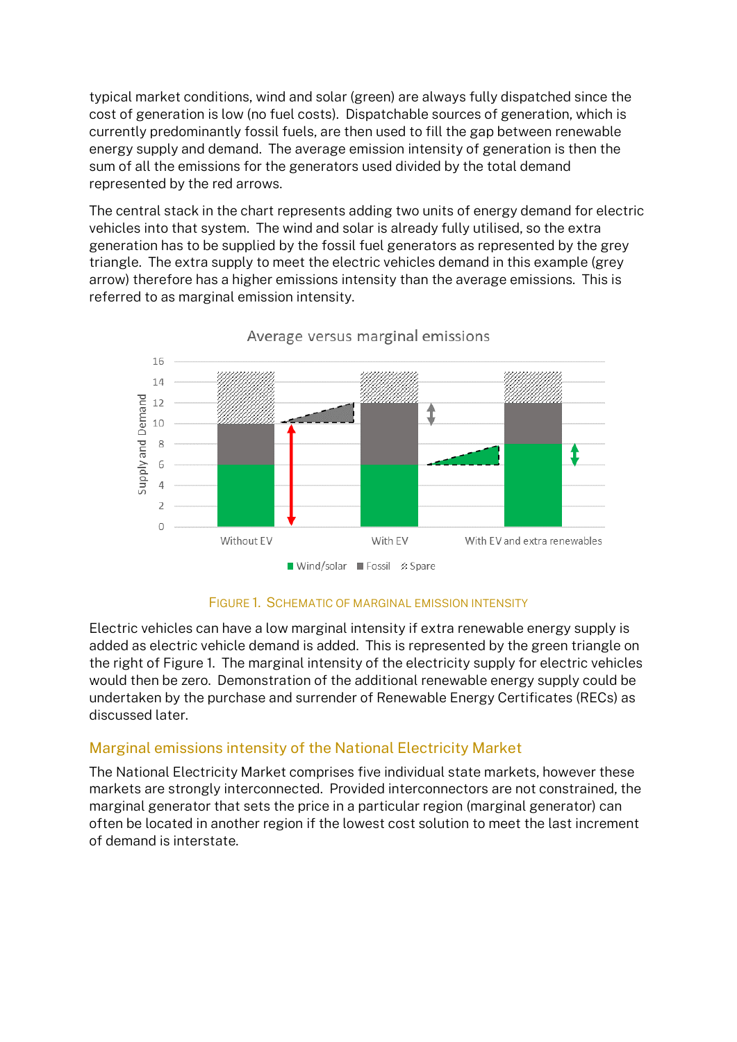typical market conditions, wind and solar (green) are always fully dispatched since the cost of generation is low (no fuel costs). Dispatchable sources of generation, which is currently predominantly fossil fuels, are then used to fill the gap between renewable energy supply and demand. The average emission intensity of generation is then the sum of all the emissions for the generators used divided by the total demand represented by the red arrows.

The central stack in the chart represents adding two units of energy demand for electric vehicles into that system. The wind and solar is already fully utilised, so the extra generation has to be supplied by the fossil fuel generators as represented by the grey triangle. The extra supply to meet the electric vehicles demand in this example (grey arrow) therefore has a higher emissions intensity than the average emissions. This is referred to as marginal emission intensity.

FIGURE 1. SCHEMATIC OF MARGINAL EMISSION INTENSITY

Electric vehicles can have a low marginal intensity if extra renewable energy supply is added as electric vehicle demand is added. This is represented by the green triangle on the right of Figure 1. The marginal intensity of the electricity supply for electric vehicles would then be zero. Demonstration of the additional renewable energy supply could be undertaken by the purchase and surrender of Renewable Energy Certificates (RECs) as discussed later.

## Marginal emissions intensity of the National Electricity Market

The National Electricity Market comprises five individual state markets, however these markets are strongly interconnected. Provided interconnectors are not constrained, the marginal generator that sets the price in a particular region (marginal generator) can often be located in another region if the lowest cost solution to meet the last increment of demand is interstate.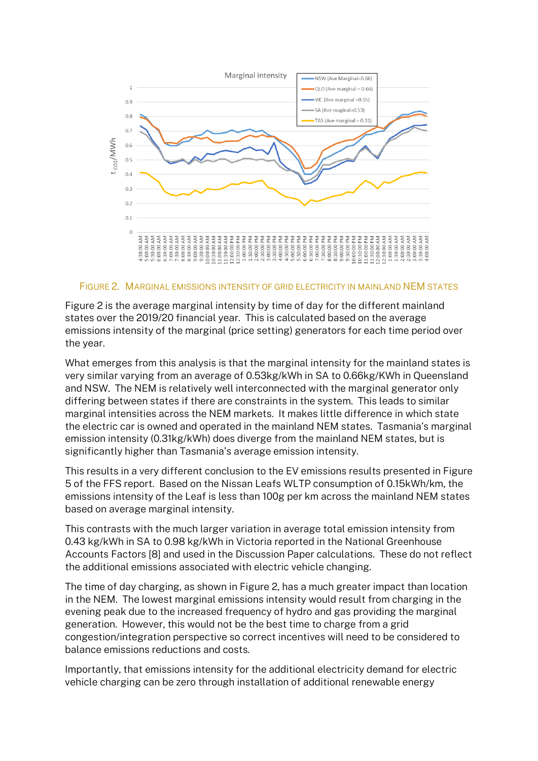FIGURE 2. MARGINAL EMISSIONS INTENSITY OF GRID ELECTRICITY IN MAINLAND NEM STATES

Figure 2 is the average marginal intensity by time of day for the different mainland states over the 2019/20 financial year. This is calculated based on the average emissions intensity of the marginal (price setting) generators for each time period over the year.

What emerges from this analysis is that the marginal intensity for the mainland states is very similar varying from an average of 0.53kg/kWh in SA to 0.66kg/KWh in Queensland and NSW. The NEM is relatively well interconnected with the marginal generator only differing between states if there are constraints in the system. This leads to similar marginal intensities across the NEM markets. It makes little difference in which state the electric car is owned and operated in the mainland NEM states. Tasmania's marginal emission intensity (0.31kg/kWh) does diverge from the mainland NEM states, but is significantly higher than Tasmania's average emission intensity.

This results in a very different conclusion to the EV emissions results presented in Figure 5 of the FFS report. Based on the Nissan Leafs WLTP consumption of 0.15kWh/km, the emissions intensity of the Leaf is less than 100g per km across the mainland NEM states based on average marginal intensity.

This contrasts with the much larger variation in average total emission intensity from 0.43 kg/kWh in SA to 0.98 kg/kWh in Victoria reported in the National Greenhouse Accounts Factors [8] and used in the Discussion Paper calculations. These do not reflect the additional emissions associated with electric vehicle changing.

The time of day charging, as shown in Figure 2, has a much greater impact than location in the NEM. The lowest marginal emissions intensity would result from charging in the evening peak due to the increased frequency of hydro and gas providing the marginal generation. However, this would not be the best time to charge from a grid congestion/integration perspective so correct incentives will need to be considered to balance emissions reductions and costs.

Importantly, that emissions intensity for the additional electricity demand for electric vehicle charging can be zero through installation of additional renewable energy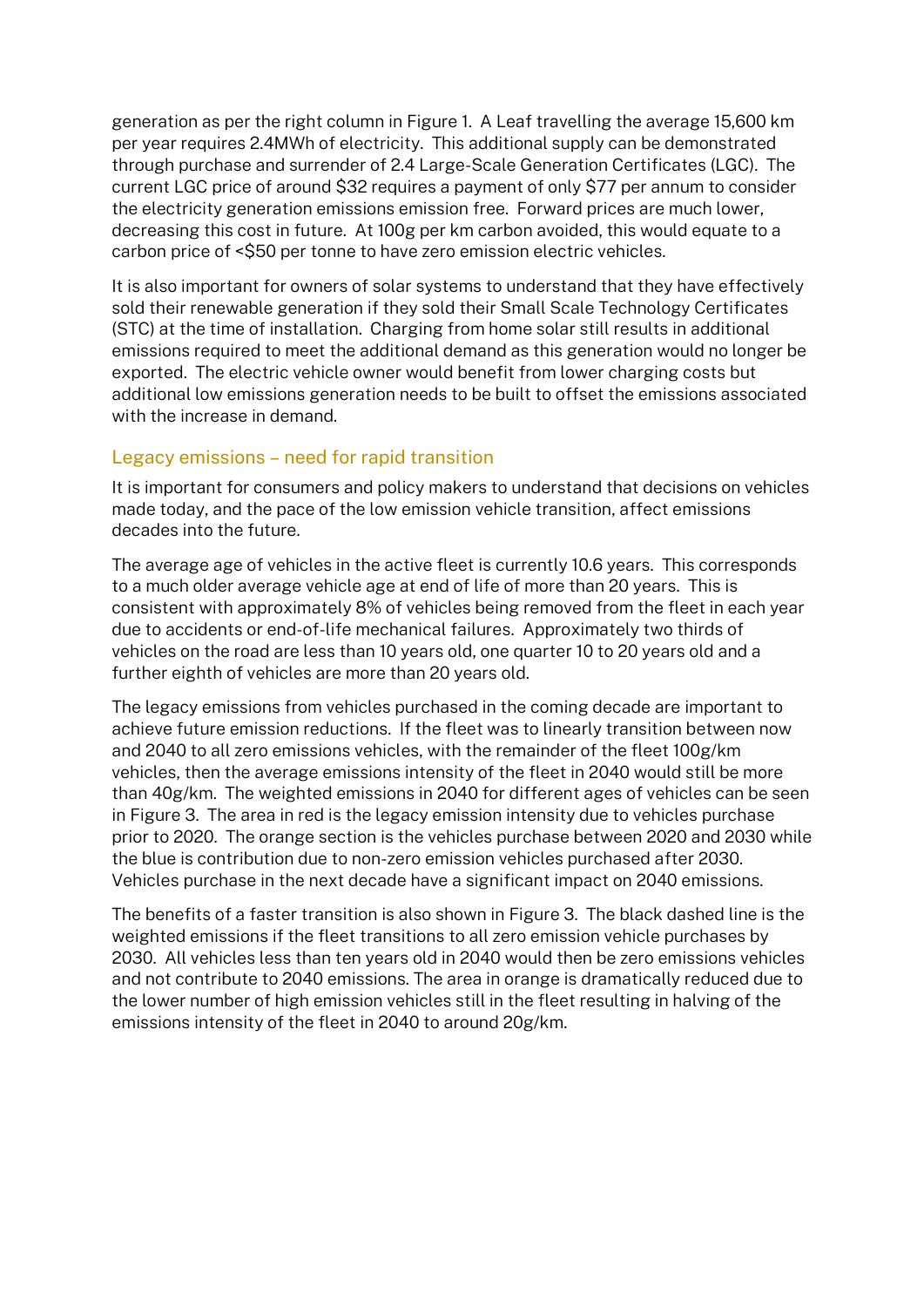generation as per the right column in Figure 1. A Leaf travelling the average 15,600 km per year requires 2.4MWh of electricity. This additional supply can be demonstrated through purchase and surrender of 2.4 Large-Scale Generation Certificates (LGC). The current LGC price of around $32 requires a payment of only $77 per annum to consider the electricity generation emissions emission free. Forward prices are much lower, decreasing this cost in future. At 100g per km carbon avoided, this would equate to a carbon price of <$50 per tonne to have zero emission electric vehicles.

It is also important for owners of solar systems to understand that they have effectively sold their renewable generation if they sold their Small Scale Technology Certificates (STC) at the time of installation. Charging from home solar still results in additional emissions required to meet the additional demand as this generation would no longer be exported. The electric vehicle owner would benefit from lower charging costs but additional low emissions generation needs to be built to offset the emissions associated with the increase in demand.

## Legacy emissions – need for rapid transition

It is important for consumers and policy makers to understand that decisions on vehicles made today, and the pace of the low emission vehicle transition, affect emissions decades into the future.

The average age of vehicles in the active fleet is currently 10.6 years. This corresponds to a much older average vehicle age at end of life of more than 20 years. This is consistent with approximately 8% of vehicles being removed from the fleet in each year due to accidents or end-of-life mechanical failures. Approximately two thirds of vehicles on the road are less than 10 years old, one quarter 10 to 20 years old and a further eighth of vehicles are more than 20 years old.

The legacy emissions from vehicles purchased in the coming decade are important to achieve future emission reductions. If the fleet was to linearly transition between now and 2040 to all zero emissions vehicles, with the remainder of the fleet 100g/km vehicles, then the average emissions intensity of the fleet in 2040 would still be more than 40g/km. The weighted emissions in 2040 for different ages of vehicles can be seen in Figure 3. The area in red is the legacy emission intensity due to vehicles purchase prior to 2020. The orange section is the vehicles purchase between 2020 and 2030 while the blue is contribution due to non-zero emission vehicles purchased after 2030. Vehicles purchase in the next decade have a significant impact on 2040 emissions.

The benefits of a faster transition is also shown in Figure 3. The black dashed line is the weighted emissions if the fleet transitions to all zero emission vehicle purchases by 2030. All vehicles less than ten years old in 2040 would then be zero emissions vehicles and not contribute to 2040 emissions. The area in orange is dramatically reduced due to the lower number of high emission vehicles still in the fleet resulting in halving of the emissions intensity of the fleet in 2040 to around 20g/km.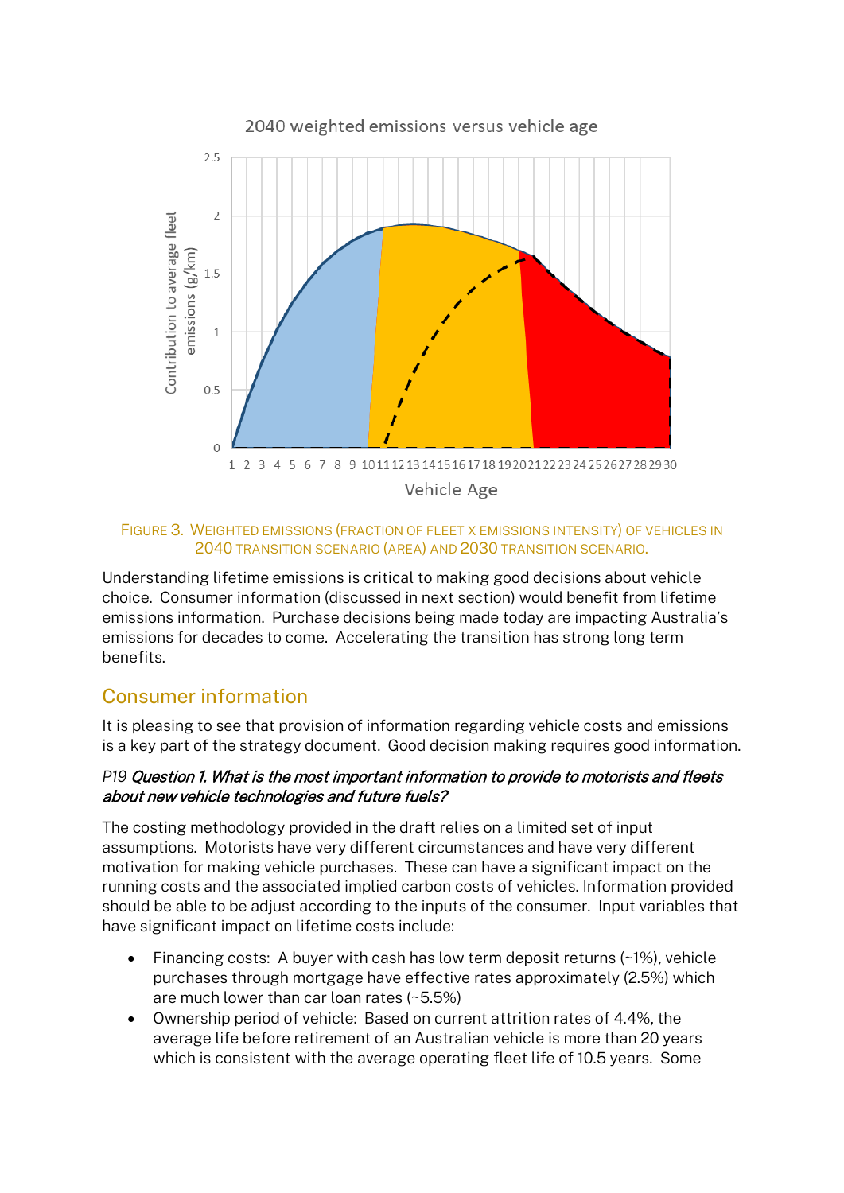2040 weighted emissions versus vehicle age

FIGURE 3. WEIGHTED EMISSIONS (FRACTION OF FLEET X EMISSIONS INTENSITY) OF VEHICLES IN 2040 TRANSITION SCENARIO (AREA) AND 2030 TRANSITION SCENARIO.

Understanding lifetime emissions is critical to making good decisions about vehicle choice. Consumer information (discussed in next section) would benefit from lifetime emissions information. Purchase decisions being made today are impacting Australia's emissions for decades to come. Accelerating the transition has strong long term benefits.

## Consumer information

It is pleasing to see that provision of information regarding vehicle costs and emissions is a key part of the strategy document. Good decision making requires good information.

### *P19 **Question 1. What is the most important information to provide to motorists and fleets about new vehicle technologies and future fuels?***

The costing methodology provided in the draft relies on a limited set of input assumptions. Motorists have very different circumstances and have very different motivation for making vehicle purchases. These can have a significant impact on the running costs and the associated implied carbon costs of vehicles. Information provided should be able to be adjust according to the inputs of the consumer. Input variables that have significant impact on lifetime costs include:

- Financing costs: A buyer with cash has low term deposit returns (~1%), vehicle purchases through mortgage have effective rates approximately (2.5%) which are much lower than car loan rates (~5.5%)
- Ownership period of vehicle: Based on current attrition rates of 4.4%, the average life before retirement of an Australian vehicle is more than 20 years which is consistent with the average operating fleet life of 10.5 years. Some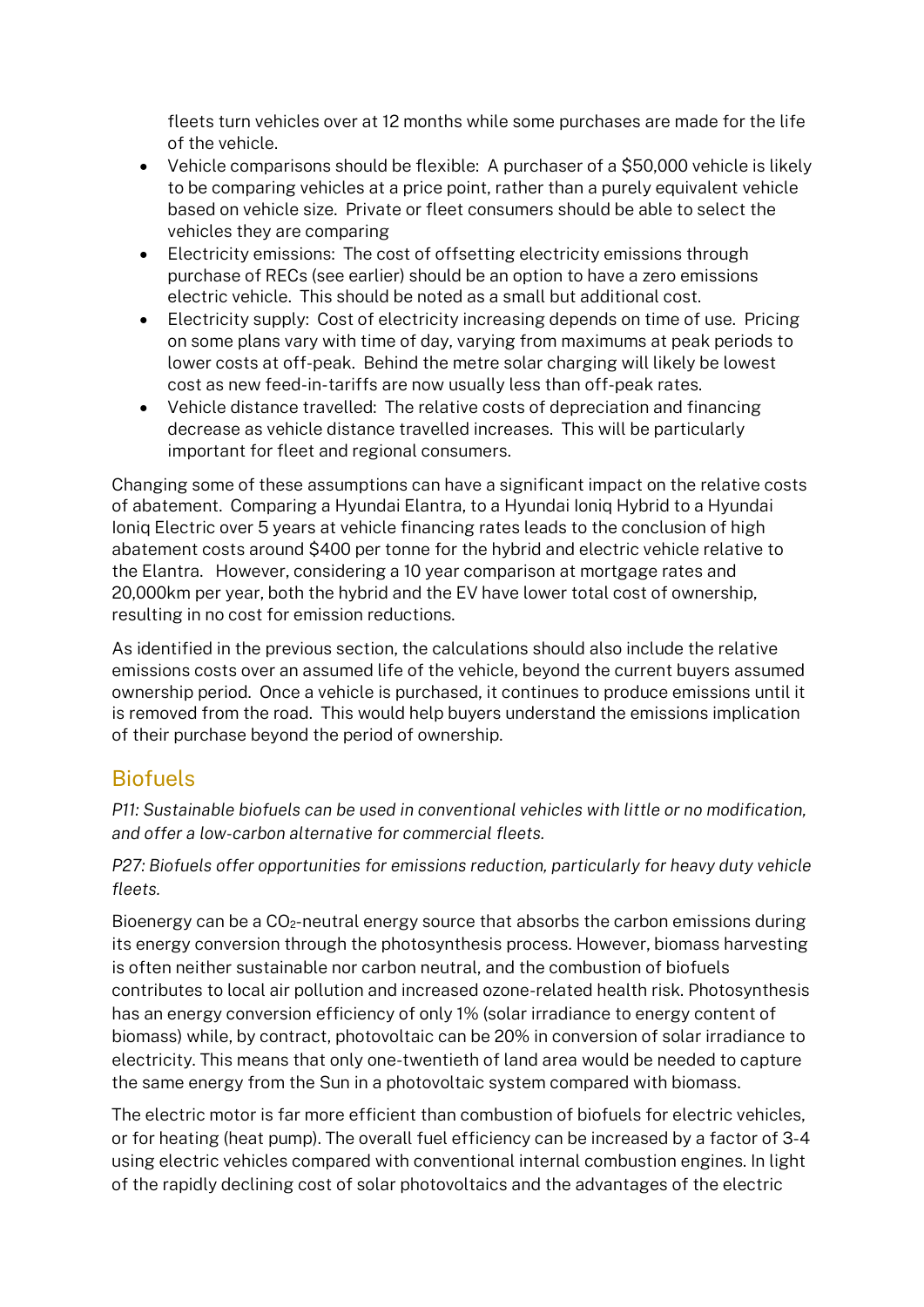fleets turn vehicles over at 12 months while some purchases are made for the life of the vehicle.

- Vehicle comparisons should be flexible: A purchaser of a $50,000 vehicle is likely to be comparing vehicles at a price point, rather than a purely equivalent vehicle based on vehicle size. Private or fleet consumers should be able to select the vehicles they are comparing
- Electricity emissions: The cost of offsetting electricity emissions through purchase of RECs (see earlier) should be an option to have a zero emissions electric vehicle. This should be noted as a small but additional cost.
- Electricity supply: Cost of electricity increasing depends on time of use. Pricing on some plans vary with time of day, varying from maximums at peak periods to lower costs at off-peak. Behind the metre solar charging will likely be lowest cost as new feed-in-tariffs are now usually less than off-peak rates.
- Vehicle distance travelled: The relative costs of depreciation and financing decrease as vehicle distance travelled increases. This will be particularly important for fleet and regional consumers.

Changing some of these assumptions can have a significant impact on the relative costs of abatement. Comparing a Hyundai Elantra, to a Hyundai Ioniq Hybrid to a Hyundai Ioniq Electric over 5 years at vehicle financing rates leads to the conclusion of high abatement costs around $400 per tonne for the hybrid and electric vehicle relative to the Elantra. However, considering a 10 year comparison at mortgage rates and 20,000km per year, both the hybrid and the EV have lower total cost of ownership, resulting in no cost for emission reductions.

As identified in the previous section, the calculations should also include the relative emissions costs over an assumed life of the vehicle, beyond the current buyers assumed ownership period. Once a vehicle is purchased, it continues to produce emissions until it is removed from the road. This would help buyers understand the emissions implication of their purchase beyond the period of ownership.

## Biofuels

*P11: Sustainable biofuels can be used in conventional vehicles with little or no modification, and offer a low-carbon alternative for commercial fleets.*

*P27: Biofuels offer opportunities for emissions reduction, particularly for heavy duty vehicle fleets.*

Bioenergy can be a $CO_2$-neutral energy source that absorbs the carbon emissions during its energy conversion through the photosynthesis process. However, biomass harvesting is often neither sustainable nor carbon neutral, and the combustion of biofuels contributes to local air pollution and increased ozone-related health risk. Photosynthesis has an energy conversion efficiency of only 1% (solar irradiance to energy content of biomass) while, by contract, photovoltaic can be 20% in conversion of solar irradiance to electricity. This means that only one-twentieth of land area would be needed to capture the same energy from the Sun in a photovoltaic system compared with biomass.

The electric motor is far more efficient than combustion of biofuels for electric vehicles, or for heating (heat pump). The overall fuel efficiency can be increased by a factor of 3-4 using electric vehicles compared with conventional internal combustion engines. In light of the rapidly declining cost of solar photovoltaics and the advantages of the electric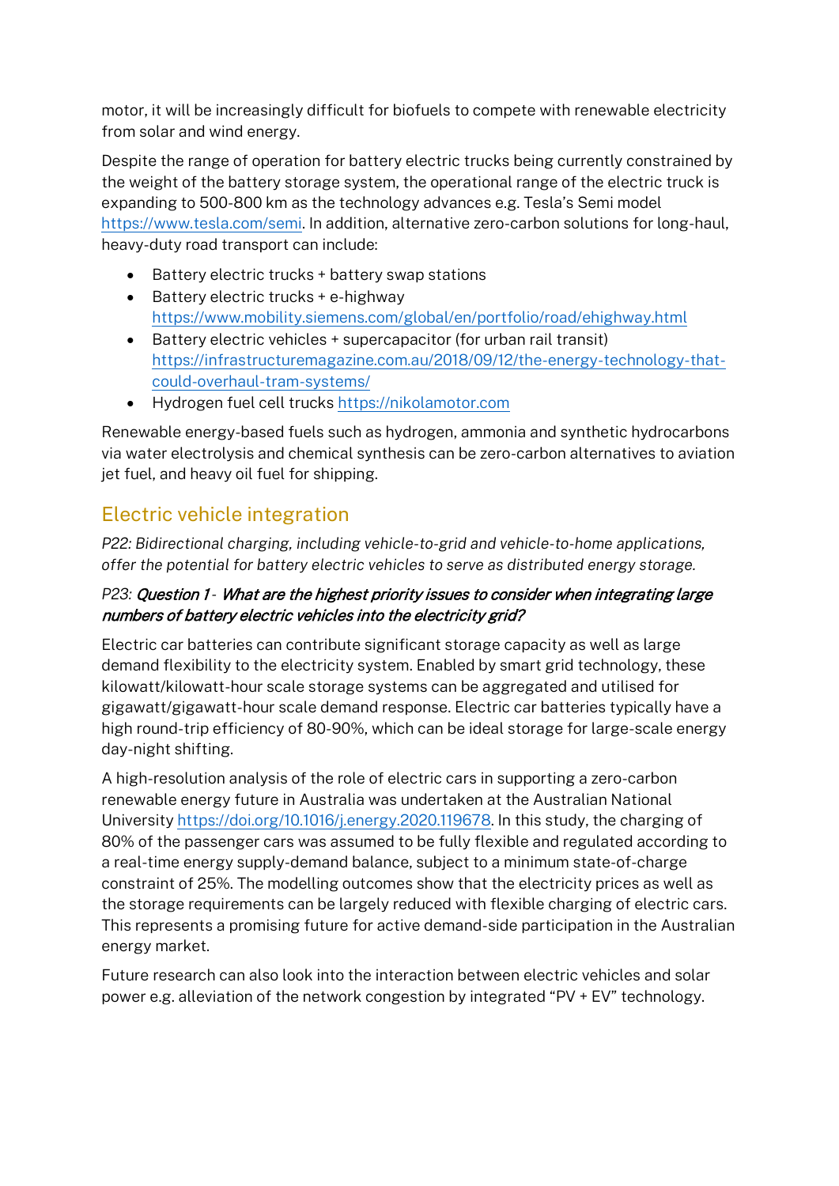motor, it will be increasingly difficult for biofuels to compete with renewable electricity from solar and wind energy.

Despite the range of operation for battery electric trucks being currently constrained by the weight of the battery storage system, the operational range of the electric truck is expanding to 500-800 km as the technology advances e.g. Tesla's Semi model https://www.tesla.com/semi. In addition, alternative zero-carbon solutions for long-haul, heavy-duty road transport can include:

- Battery electric trucks + battery swap stations
- Battery electric trucks + e-highway https://www.mobility.siemens.com/global/en/portfolio/road/ehighway.html
- Battery electric vehicles + supercapacitor (for urban rail transit) https://infrastructuremagazine.com.au/2018/09/12/the-energy-technology-that-could-overhaul-tram-systems/
- Hydrogen fuel cell trucks https://nikolamotor.com

Renewable energy-based fuels such as hydrogen, ammonia and synthetic hydrocarbons via water electrolysis and chemical synthesis can be zero-carbon alternatives to aviation jet fuel, and heavy oil fuel for shipping.

## Electric vehicle integration

*P22: Bidirectional charging, including vehicle-to-grid and vehicle-to-home applications, offer the potential for battery electric vehicles to serve as distributed energy storage.*

#### P23: *Question 1 - What are the highest priority issues to consider when integrating large numbers of battery electric vehicles into the electricity grid?*

Electric car batteries can contribute significant storage capacity as well as large demand flexibility to the electricity system. Enabled by smart grid technology, these kilowatt/kilowatt-hour scale storage systems can be aggregated and utilised for gigawatt/gigawatt-hour scale demand response. Electric car batteries typically have a high round-trip efficiency of 80-90%, which can be ideal storage for large-scale energy day-night shifting.

A high-resolution analysis of the role of electric cars in supporting a zero-carbon renewable energy future in Australia was undertaken at the Australian National University https://doi.org/10.1016/j.energy.2020.119678. In this study, the charging of 80% of the passenger cars was assumed to be fully flexible and regulated according to a real-time energy supply-demand balance, subject to a minimum state-of-charge constraint of 25%. The modelling outcomes show that the electricity prices as well as the storage requirements can be largely reduced with flexible charging of electric cars. This represents a promising future for active demand-side participation in the Australian energy market.

Future research can also look into the interaction between electric vehicles and solar power e.g. alleviation of the network congestion by integrated "PV + EV" technology.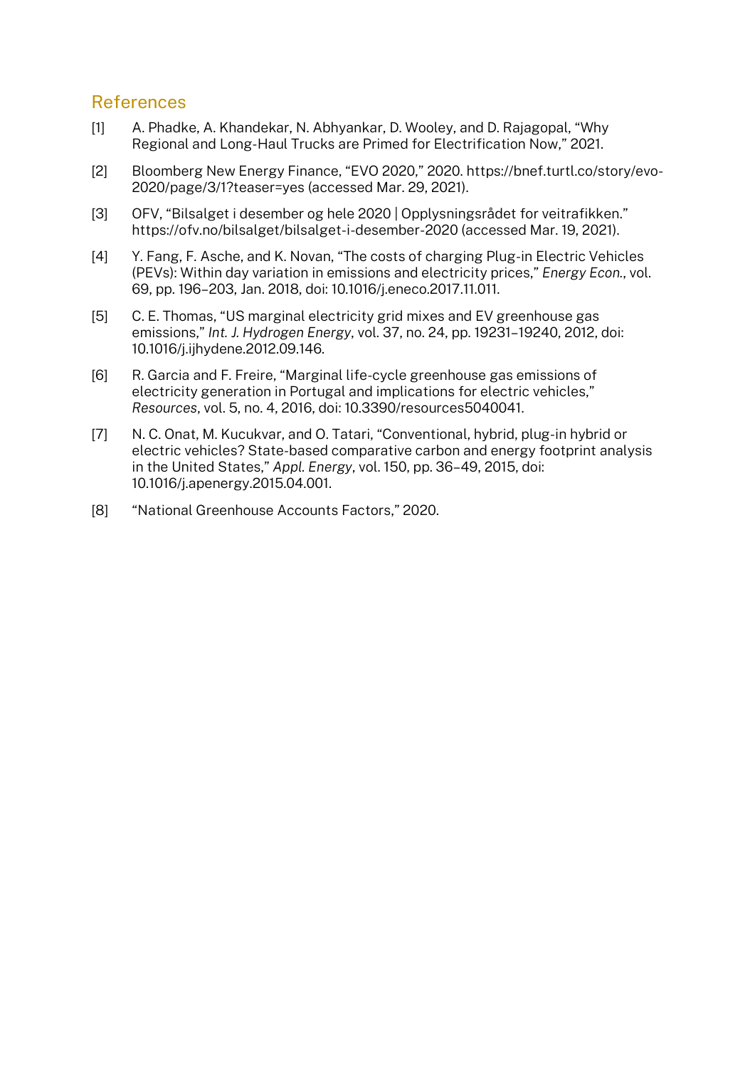## References

[1] A. Phadke, A. Khandekar, N. Abhyankar, D. Wooley, and D. Rajagopal, "Why Regional and Long-Haul Trucks are Primed for Electrification Now," 2021.

[2] Bloomberg New Energy Finance, "EVO 2020," 2020. https://bnef.turtl.co/story/evo-2020/page/3/1?teaser=yes (accessed Mar. 29, 2021).

[3] OFV, "Bilsalget i desember og hele 2020 | Opplysningsrådet for veitrafikken." https://ofv.no/bilsalget/bilsalget-i-desember-2020 (accessed Mar. 19, 2021).

[4] Y. Fang, F. Asche, and K. Novan, "The costs of charging Plug-in Electric Vehicles (PEVs): Within day variation in emissions and electricity prices," *Energy Econ.*, vol. 69, pp. 196–203, Jan. 2018, doi: 10.1016/j.eneco.2017.11.011.

[5] C. E. Thomas, "US marginal electricity grid mixes and EV greenhouse gas emissions," *Int. J. Hydrogen Energy*, vol. 37, no. 24, pp. 19231–19240, 2012, doi: 10.1016/j.ijhydene.2012.09.146.

[6] R. Garcia and F. Freire, "Marginal life-cycle greenhouse gas emissions of electricity generation in Portugal and implications for electric vehicles," *Resources*, vol. 5, no. 4, 2016, doi: 10.3390/resources5040041.

[7] N. C. Onat, M. Kucukvar, and O. Tatari, "Conventional, hybrid, plug-in hybrid or electric vehicles? State-based comparative carbon and energy footprint analysis in the United States," *Appl. Energy*, vol. 150, pp. 36–49, 2015, doi: 10.1016/j.apenergy.2015.04.001.

[8] "National Greenhouse Accounts Factors," 2020.